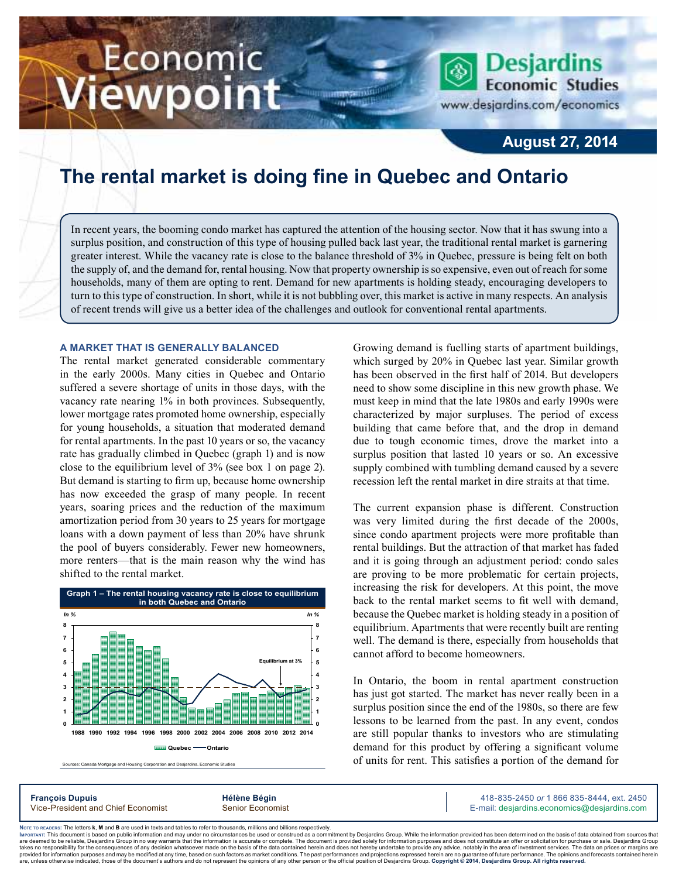# Economic Viewpoint

**Desjardins Economic Studies**
www.desjardins.com/economics

**August 27, 2014**

# The rental market is doing fine in Quebec and Ontario

In recent years, the booming condo market has captured the attention of the housing sector. Now that it has swung into a surplus position, and construction of this type of housing pulled back last year, the traditional rental market is garnering greater interest. While the vacancy rate is close to the balance threshold of 3% in Quebec, pressure is being felt on both the supply of, and the demand for, rental housing. Now that property ownership is so expensive, even out of reach for some households, many of them are opting to rent. Demand for new apartments is holding steady, encouraging developers to turn to this type of construction. In short, while it is not bubbling over, this market is active in many respects. An analysis of recent trends will give us a better idea of the challenges and outlook for conventional rental apartments.

## A MARKET THAT IS GENERALLY BALANCED

The rental market generated considerable commentary in the early 2000s. Many cities in Quebec and Ontario suffered a severe shortage of units in those days, with the vacancy rate nearing 1% in both provinces. Subsequently, lower mortgage rates promoted home ownership, especially for young households, a situation that moderated demand for rental apartments. In the past 10 years or so, the vacancy rate has gradually climbed in Quebec (graph 1) and is now close to the equilibrium level of 3% (see box 1 on page 2). But demand is starting to firm up, because home ownership has now exceeded the grasp of many people. In recent years, soaring prices and the reduction of the maximum amortization period from 30 years to 25 years for mortgage loans with a down payment of less than 20% have shrunk the pool of buyers considerably. Fewer new homeowners, more renters—that is the main reason why the wind has shifted to the rental market.

**Graph 1 – The rental housing vacancy rate is close to equilibrium in both Quebec and Ontario**

Sources: Canada Mortgage and Housing Corporation and Desjardins, Economic Studies

Growing demand is fuelling starts of apartment buildings, which surged by 20% in Quebec last year. Similar growth has been observed in the first half of 2014. But developers need to show some discipline in this new growth phase. We must keep in mind that the late 1980s and early 1990s were characterized by major surpluses. The period of excess building that came before that, and the drop in demand due to tough economic times, drove the market into a surplus position that lasted 10 years or so. An excessive supply combined with tumbling demand caused by a severe recession left the rental market in dire straits at that time.

The current expansion phase is different. Construction was very limited during the first decade of the 2000s, since condo apartment projects were more profitable than rental buildings. But the attraction of that market has faded and it is going through an adjustment period: condo sales are proving to be more problematic for certain projects, increasing the risk for developers. At this point, the move back to the rental market seems to fit well with demand, because the Quebec market is holding steady in a position of equilibrium. Apartments that were recently built are renting well. The demand is there, especially from households that cannot afford to become homeowners.

In Ontario, the boom in rental apartment construction has just got started. The market has never really been in a surplus position since the end of the 1980s, so there are few lessons to be learned from the past. In any event, condos are still popular thanks to investors who are stimulating demand for this product by offering a significant volume of units for rent. This satisfies a portion of the demand for

---

**François Dupuis**
Vice-President and Chief Economist

**Hélène Bégin**
Senior Economist

418-835-2450 *or* 1 866 835-8444, ext. 2450
E-mail: desjardins.economics@desjardins.com

Note to readers: The letters **k**, **M** and **B** are used in texts and tables to refer to thousands, millions and billions respectively.
Important: This document is based on public information and may under no circumstances be used or construed as a commitment by Desjardins Group. While the information provided has been determined on the basis of data obtained from sources that are deemed to be reliable, Desjardins Group in no way warrants that the information is accurate or complete. The document is provided solely for information purposes and does not constitute an offer or solicitation for purchase or sale. Desjardins Group takes no responsibility for the consequences of any decision whatsoever made on the basis of the data contained herein and does not hereby undertake to provide any advice, notably in the area of investment services. The data on prices or margins are provided for information purposes and may be modified at any time, based on such factors as market conditions. The past performances and projections expressed herein are no guarantee of future performance. The opinions and forecasts contained herein are, unless otherwise indicated, those of the document's authors and do not represent the opinions of any other person or the official position of Desjardins Group. **Copyright © 2014, Desjardins Group. All rights reserved.**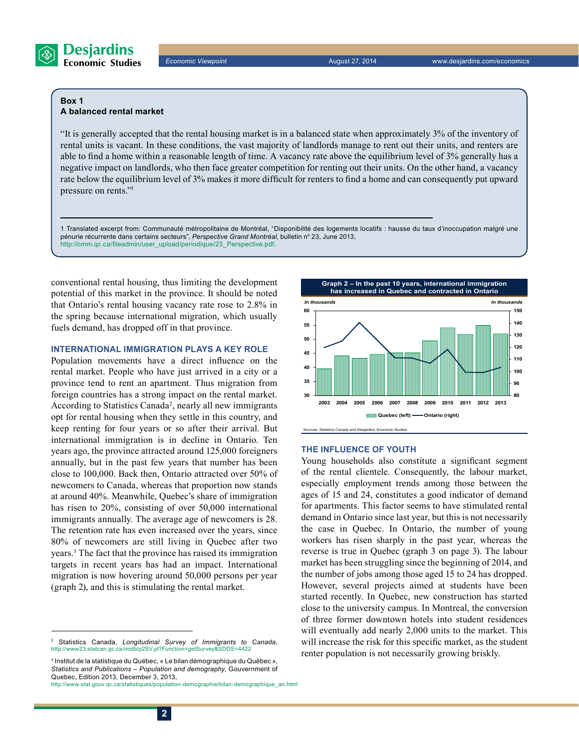**Box 1**
**A balanced rental market**

"It is generally accepted that the rental housing market is in a balanced state when approximately 3% of the inventory of rental units is vacant. In these conditions, the vast majority of landlords manage to rent out their units, and renters are able to find a home within a reasonable length of time. A vacancy rate above the equilibrium level of 3% generally has a negative impact on landlords, who then face greater competition for renting out their units. On the other hand, a vacancy rate below the equilibrium level of 3% makes it more difficult for renters to find a home and can consequently put upward pressure on rents."[1]

1 Translated excerpt from: Communauté métropolitaine de Montréal, "Disponibilité des logements locatifs : hausse du taux d'inoccupation malgré une pénurie récurrente dans certains secteurs", *Perspective Grand Montréal*, bulletin nº 23, June 2013, http://cmm.qc.ca/fileadmin/user_upload/periodique/23_Perspective.pdf.

conventional rental housing, thus limiting the development potential of this market in the province. It should be noted that Ontario's rental housing vacancy rate rose to 2.8% in the spring because international migration, which usually fuels demand, has dropped off in that province.

### INTERNATIONAL IMMIGRATION PLAYS A KEY ROLE

Population movements have a direct influence on the rental market. People who have just arrived in a city or a province tend to rent an apartment. Thus migration from foreign countries has a strong impact on the rental market. According to Statistics Canada[2], nearly all new immigrants opt for rental housing when they settle in this country, and keep renting for four years or so after their arrival. But international immigration is in decline in Ontario. Ten years ago, the province attracted around 125,000 foreigners annually, but in the past few years that number has been close to 100,000. Back then, Ontario attracted over 50% of newcomers to Canada, whereas that proportion now stands at around 40%. Meanwhile, Quebec's share of immigration has risen to 20%, consisting of over 50,000 international immigrants annually. The average age of newcomers is 28. The retention rate has even increased over the years, since 80% of newcomers are still living in Quebec after two years.[3] The fact that the province has raised its immigration targets in recent years has had an impact. International migration is now hovering around 50,000 persons per year (graph 2), and this is stimulating the rental market.

**Graph 2 – In the past 10 years, international immigration has increased in Quebec and contracted in Ontario**

*In thousands* (Quebec, left) / *In thousands* (Ontario, right)

Legend: Quebec (left) — Ontario (right); years 2003–2013

Sources: Statistics Canada and Desjardins, Economic Studies

### THE INFLUENCE OF YOUTH

Young households also constitute a significant segment of the rental clientele. Consequently, the labour market, especially employment trends among those between the ages of 15 and 24, constitutes a good indicator of demand for apartments. This factor seems to have stimulated rental demand in Ontario since last year, but this is not necessarily the case in Quebec. In Ontario, the number of young workers has risen sharply in the past year, whereas the reverse is true in Quebec (graph 3 on page 3). The labour market has been struggling since the beginning of 2014, and the number of jobs among those aged 15 to 24 has dropped. However, several projects aimed at students have been started recently. In Quebec, new construction has started close to the university campus. In Montreal, the conversion of three former downtown hotels into student residences will eventually add nearly 2,000 units to the market. This will increase the risk for this specific market, as the student renter population is not necessarily growing briskly.

[2] Statistics Canada, *Longitudinal Survey of Immigrants to Canada*, http://www23.statcan.gc.ca/imdb/p2SV.pl?Function=getSurvey&SDDS=4422

[3] Institut de la statistique du Québec, « Le bilan démographique du Québec », *Statistics and Publications – Population and demography*, Gouvernement of Quebec, Edition 2013, December 3, 2013, http://www.stat.gouv.qc.ca/statistiques/population-demographie/bilan-demographique_an.html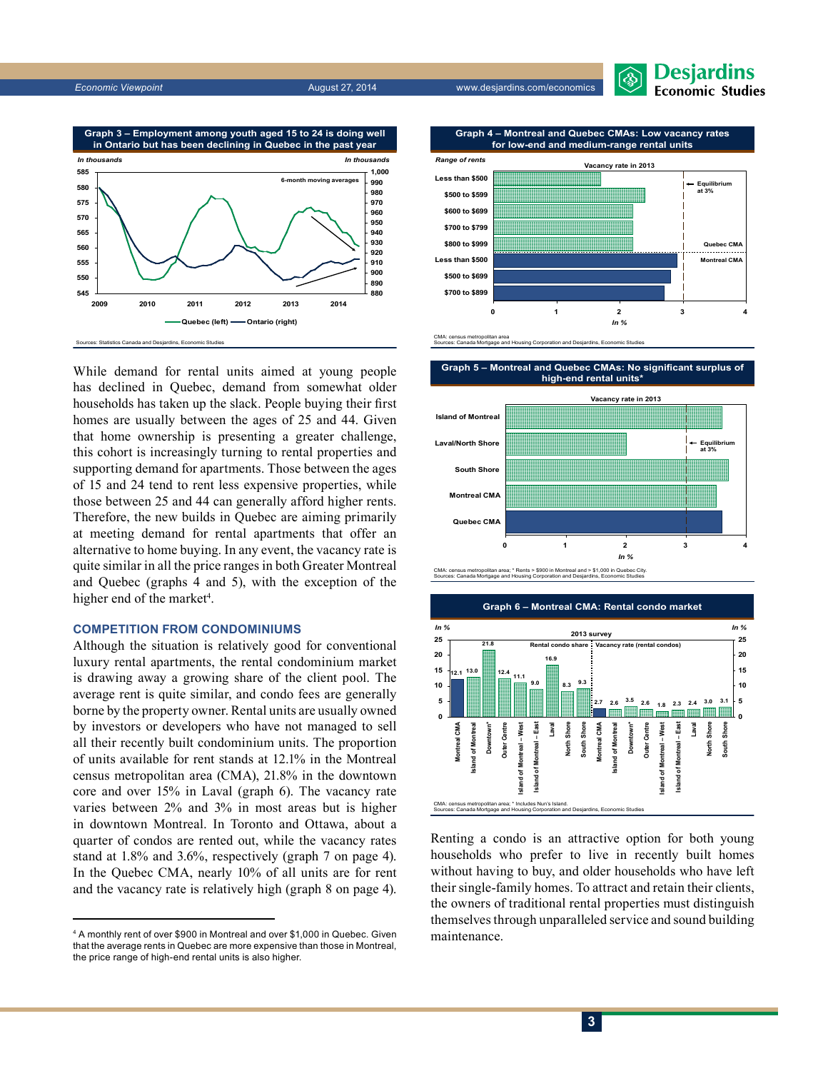**Graph 3 – Employment among youth aged 15 to 24 is doing well in Ontario but has been declining in Quebec in the past year**

Sources: Statistics Canada and Desjardins, Economic Studies

**Graph 4 – Montreal and Quebec CMAs: Low vacancy rates for low-end and medium-range rental units**

CMA: census metropolitan area
Sources: Canada Mortgage and Housing Corporation and Desjardins, Economic Studies

**Graph 5 – Montreal and Quebec CMAs: No significant surplus of high-end rental units***

CMA: census metropolitan area; * Rents > $900 in Montreal and > $1,000 in Quebec City.
Sources: Canada Mortgage and Housing Corporation and Desjardins, Economic Studies

While demand for rental units aimed at young people has declined in Quebec, demand from somewhat older households has taken up the slack. People buying their first homes are usually between the ages of 25 and 44. Given that home ownership is presenting a greater challenge, this cohort is increasingly turning to rental properties and supporting demand for apartments. Those between the ages of 15 and 24 tend to rent less expensive properties, while those between 25 and 44 can generally afford higher rents. Therefore, the new builds in Quebec are aiming primarily at meeting demand for rental apartments that offer an alternative to home buying. In any event, the vacancy rate is quite similar in all the price ranges in both Greater Montreal and Quebec (graphs 4 and 5), with the exception of the higher end of the market[4].

## COMPETITION FROM CONDOMINIUMS

Although the situation is relatively good for conventional luxury rental apartments, the rental condominium market is drawing away a growing share of the client pool. The average rent is quite similar, and condo fees are generally borne by the property owner. Rental units are usually owned by investors or developers who have not managed to sell all their recently built condominium units. The proportion of units available for rent stands at 12.1% in the Montreal census metropolitan area (CMA), 21.8% in the downtown core and over 15% in Laval (graph 6). The vacancy rate varies between 2% and 3% in most areas but is higher in downtown Montreal. In Toronto and Ottawa, about a quarter of condos are rented out, while the vacancy rates stand at 1.8% and 3.6%, respectively (graph 7 on page 4). In the Quebec CMA, nearly 10% of all units are for rent and the vacancy rate is relatively high (graph 8 on page 4).

**Graph 6 – Montreal CMA: Rental condo market**

2013 survey

| | Rental condo share (%) | Vacancy rate (rental condos) (%) |
|---|---|---|
| Montreal CMA | 12.1 | 2.7 |
| Island of Montreal | 13.0 | 2.6 |
| Downtown* | 21.8 | 3.5 |
| Outer Centre | 12.4 | 2.6 |
| Island of Montreal – West | 11.1 | 1.8 |
| Island of Montreal – East | 9.0 | 2.3 |
| Laval | 16.9 | 2.4 |
| North Shore | 8.3 | 3.0 |
| South Shore | 9.3 | 3.1 |

CMA: census metropolitan area; * Includes Nun's Island.
Sources: Canada Mortgage and Housing Corporation and Desjardins, Economic Studies

Renting a condo is an attractive option for both young households who prefer to live in recently built homes without having to buy, and older households who have left their single-family homes. To attract and retain their clients, the owners of traditional rental properties must distinguish themselves through unparalleled service and sound building maintenance.

---

[4] A monthly rent of over $900 in Montreal and over $1,000 in Quebec. Given that the average rents in Quebec are more expensive than those in Montreal, the price range of high-end rental units is also higher.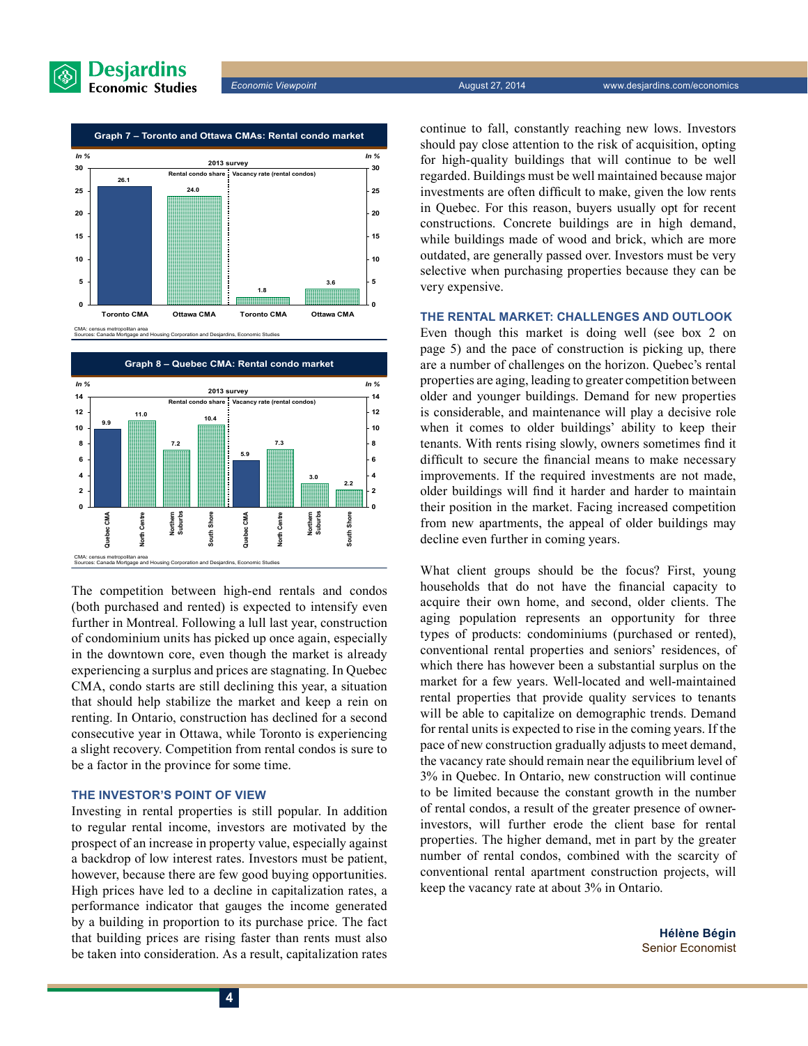**Graph 7 – Toronto and Ottawa CMAs: Rental condo market**

2013 survey (In %)

| | Toronto CMA | Ottawa CMA |
|---|---|---|
| Rental condo share | 26.1 | 24.0 |
| Vacancy rate (rental condos) | 1.8 | 3.6 |

CMA: census metropolitan area
Sources: Canada Mortgage and Housing Corporation and Desjardins, Economic Studies

**Graph 8 – Quebec CMA: Rental condo market**

2013 survey (In %)

| | Quebec CMA | North Centre | Northern Suburbs | South Shore |
|---|---|---|---|---|
| Rental condo share | 9.9 | 11.0 | 7.2 | 10.4 |
| Vacancy rate (rental condos) | 5.9 | 7.3 | 3.0 | 2.2 |

CMA: census metropolitan area
Sources: Canada Mortgage and Housing Corporation and Desjardins, Economic Studies

The competition between high-end rentals and condos (both purchased and rented) is expected to intensify even further in Montreal. Following a lull last year, construction of condominium units has picked up once again, especially in the downtown core, even though the market is already experiencing a surplus and prices are stagnating. In Quebec CMA, condo starts are still declining this year, a situation that should help stabilize the market and keep a rein on renting. In Ontario, construction has declined for a second consecutive year in Ottawa, while Toronto is experiencing a slight recovery. Competition from rental condos is sure to be a factor in the province for some time.

## THE INVESTOR'S POINT OF VIEW

Investing in rental properties is still popular. In addition to regular rental income, investors are motivated by the prospect of an increase in property value, especially against a backdrop of low interest rates. Investors must be patient, however, because there are few good buying opportunities. High prices have led to a decline in capitalization rates, a performance indicator that gauges the income generated by a building in proportion to its purchase price. The fact that building prices are rising faster than rents must also be taken into consideration. As a result, capitalization rates continue to fall, constantly reaching new lows. Investors should pay close attention to the risk of acquisition, opting for high-quality buildings that will continue to be well regarded. Buildings must be well maintained because major investments are often difficult to make, given the low rents in Quebec. For this reason, buyers usually opt for recent constructions. Concrete buildings are in high demand, while buildings made of wood and brick, which are more outdated, are generally passed over. Investors must be very selective when purchasing properties because they can be very expensive.

## THE RENTAL MARKET: CHALLENGES AND OUTLOOK

Even though this market is doing well (see box 2 on page 5) and the pace of construction is picking up, there are a number of challenges on the horizon. Quebec's rental properties are aging, leading to greater competition between older and younger buildings. Demand for new properties is considerable, and maintenance will play a decisive role when it comes to older buildings' ability to keep their tenants. With rents rising slowly, owners sometimes find it difficult to secure the financial means to make necessary improvements. If the required investments are not made, older buildings will find it harder and harder to maintain their position in the market. Facing increased competition from new apartments, the appeal of older buildings may decline even further in coming years.

What client groups should be the focus? First, young households that do not have the financial capacity to acquire their own home, and second, older clients. The aging population represents an opportunity for three types of products: condominiums (purchased or rented), conventional rental properties and seniors' residences, of which there has however been a substantial surplus on the market for a few years. Well-located and well-maintained rental properties that provide quality services to tenants will be able to capitalize on demographic trends. Demand for rental units is expected to rise in the coming years. If the pace of new construction gradually adjusts to meet demand, the vacancy rate should remain near the equilibrium level of 3% in Quebec. In Ontario, new construction will continue to be limited because the constant growth in the number of rental condos, a result of the greater presence of owner-investors, will further erode the client base for rental properties. The higher demand, met in part by the greater number of rental condos, combined with the scarcity of conventional rental apartment construction projects, will keep the vacancy rate at about 3% in Ontario.

**Hélène Bégin**
Senior Economist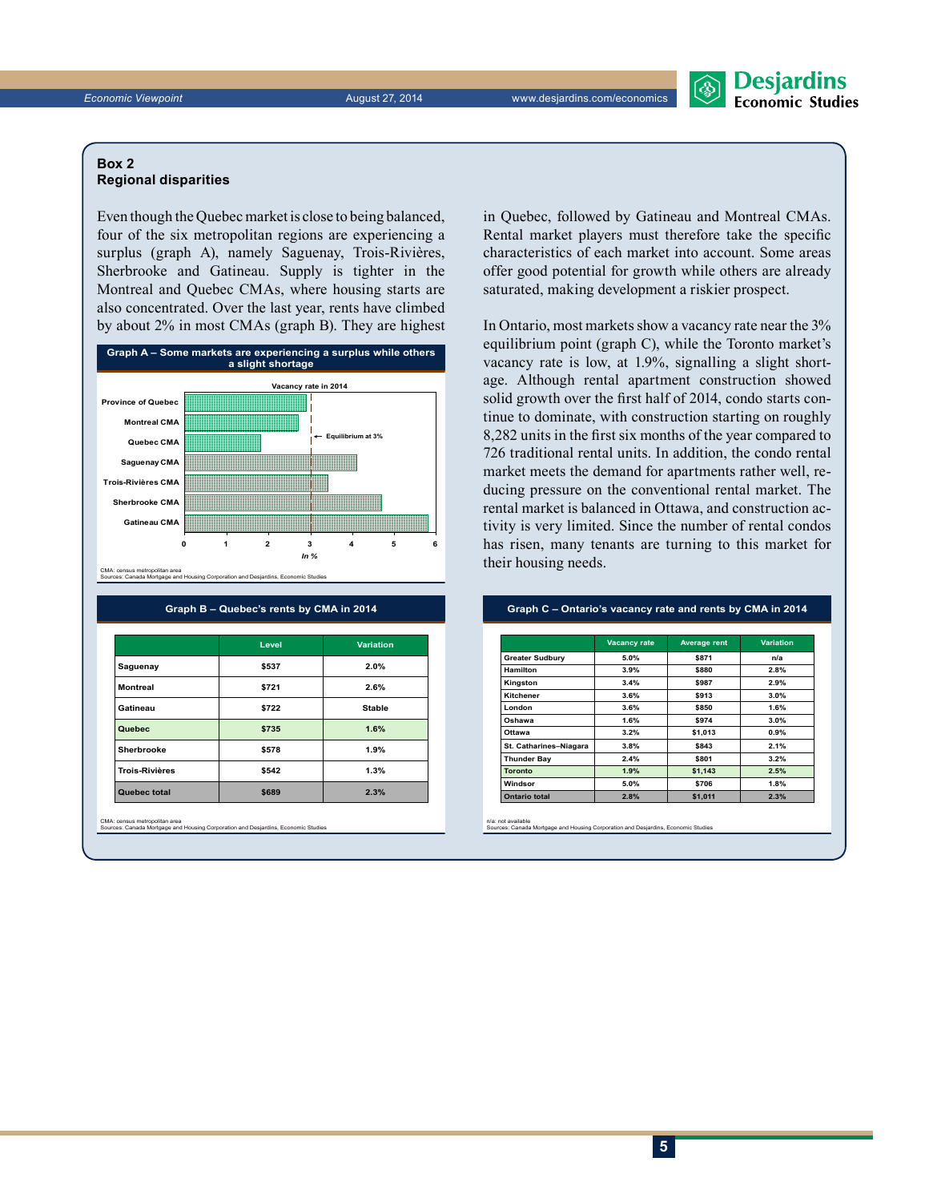## Box 2
### Regional disparities

Even though the Quebec market is close to being balanced, four of the six metropolitan regions are experiencing a surplus (graph A), namely Saguenay, Trois-Rivières, Sherbrooke and Gatineau. Supply is tighter in the Montreal and Quebec CMAs, where housing starts are also concentrated. Over the last year, rents have climbed by about 2% in most CMAs (graph B). They are highest in Quebec, followed by Gatineau and Montreal CMAs. Rental market players must therefore take the specific characteristics of each market into account. Some areas offer good potential for growth while others are already saturated, making development a riskier prospect.

In Ontario, most markets show a vacancy rate near the 3% equilibrium point (graph C), while the Toronto market's vacancy rate is low, at 1.9%, signalling a slight shortage. Although rental apartment construction showed solid growth over the first half of 2014, condo starts continue to dominate, with construction starting on roughly 8,282 units in the first six months of the year compared to 726 traditional rental units. In addition, the condo rental market meets the demand for apartments rather well, reducing pressure on the conventional rental market. The rental market is balanced in Ottawa, and construction activity is very limited. Since the number of rental condos has risen, many tenants are turning to this market for their housing needs.

**Graph A – Some markets are experiencing a surplus while others a slight shortage**

Vacancy rate in 2014

Province of Quebec
Montreal CMA
Quebec CMA
Saguenay CMA
Trois-Rivières CMA
Sherbrooke CMA
Gatineau CMA

← Equilibrium at 3%

0 1 2 3 4 5 6

*In %*

CMA: census metropolitan area
Sources: Canada Mortgage and Housing Corporation and Desjardins, Economic Studies

**Graph B – Quebec's rents by CMA in 2014**

| | Level | Variation |
|---|---|---|
| Saguenay | $537 | 2.0% |
| Montreal | $721 | 2.6% |
| Gatineau | $722 | Stable |
| Quebec | $735 | 1.6% |
| Sherbrooke | $578 | 1.9% |
| Trois-Rivières | $542 | 1.3% |
| Quebec total | $689 | 2.3% |

CMA: census metropolitan area
Sources: Canada Mortgage and Housing Corporation and Desjardins, Economic Studies

**Graph C – Ontario's vacancy rate and rents by CMA in 2014**

| | Vacancy rate | Average rent | Variation |
|---|---|---|---|
| Greater Sudbury | 5.0% | $871 | n/a |
| Hamilton | 3.9% | $880 | 2.8% |
| Kingston | 3.4% | $987 | 2.9% |
| Kitchener | 3.6% | $913 | 3.0% |
| London | 3.6% | $850 | 1.6% |
| Oshawa | 1.6% | $974 | 3.0% |
| Ottawa | 3.2% | $1,013 | 0.9% |
| St. Catharines–Niagara | 3.8% | $843 | 2.1% |
| Thunder Bay | 2.4% | $801 | 3.2% |
| Toronto | 1.9% | $1,143 | 2.5% |
| Windsor | 5.0% | $706 | 1.8% |
| Ontario total | 2.8% | $1,011 | 2.3% |

n/a: not available
Sources: Canada Mortgage and Housing Corporation and Desjardins, Economic Studies